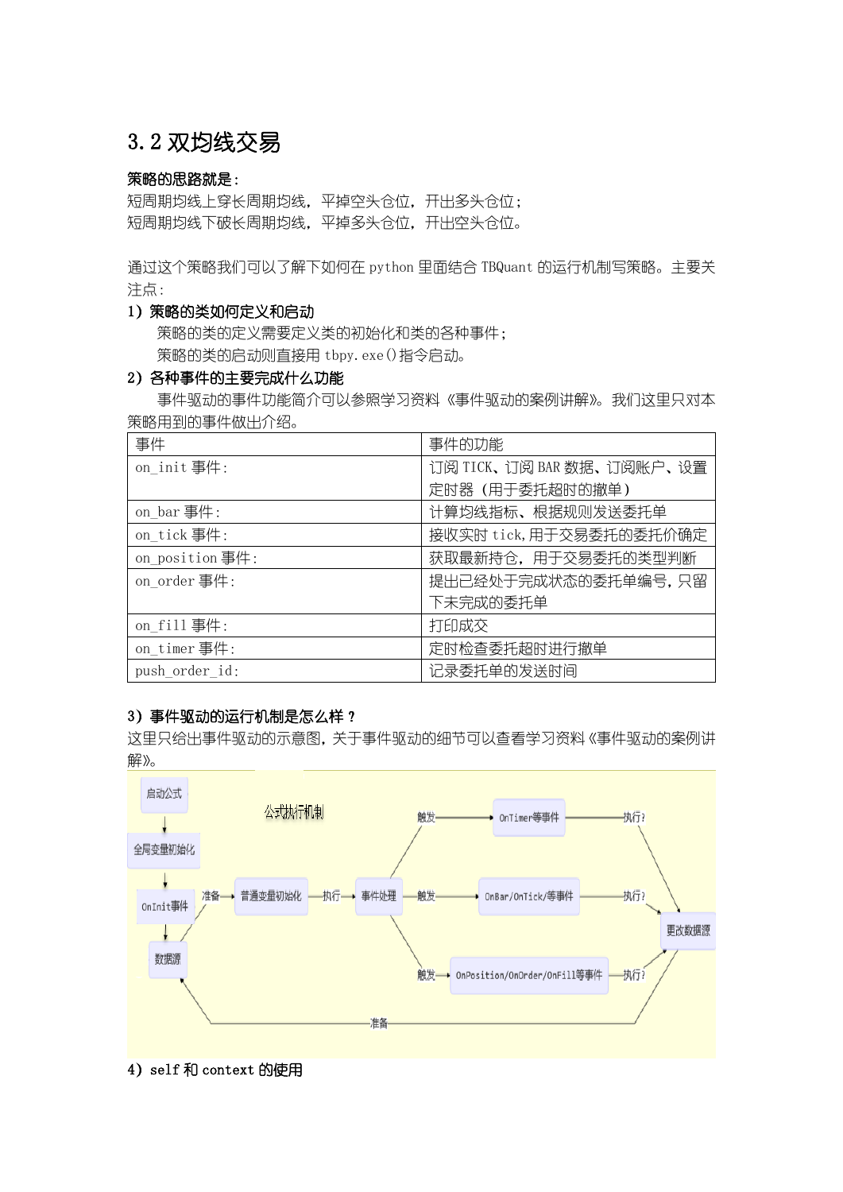# 3.2 双均线交易

**策略的思路就是：**

短周期均线上穿长周期均线，平掉空头仓位，开出多头仓位；
短周期均线下破长周期均线，平掉多头仓位，开出空头仓位。

通过这个策略我们可以了解下如何在 python 里面结合 TBQuant 的运行机制写策略。主要关注点：

**1）策略的类如何定义和启动**

策略的类的定义需要定义类的初始化和类的各种事件；

策略的类的启动则直接用 tbpy.exe()指令启动。

**2）各种事件的主要完成什么功能**

事件驱动的事件功能简介可以参照学习资料《事件驱动的案例讲解》。我们这里只对本策略用到的事件做出介绍。

| 事件 | 事件的功能 |
| --- | --- |
| on_init 事件： | 订阅 TICK、订阅 BAR 数据、订阅账户、设置定时器（用于委托超时的撤单） |
| on_bar 事件： | 计算均线指标、根据规则发送委托单 |
| on_tick 事件： | 接收实时 tick,用于交易委托的委托价确定 |
| on_position 事件： | 获取最新持仓，用于交易委托的类型判断 |
| on_order 事件： | 提出已经处于完成状态的委托单编号，只留下未完成的委托单 |
| on_fill 事件： | 打印成交 |
| on_timer 事件： | 定时检查委托超时进行撤单 |
| push_order_id: | 记录委托单的发送时间 |

**3）事件驱动的运行机制是怎么样？**

这里只给出事件驱动的示意图，关于事件驱动的细节可以查看学习资料《事件驱动的案例讲解》。

公式执行机制
启动公式
全局变量初始化
OnInit事件
数据源
准备
普通变量初始化
执行
事件处理
触发
OnTimer等事件
OnBar/OnTick/等事件
OnPosition/OnOrder/OnFill等事件
执行?
更改数据源
准备

**4）self 和 context 的使用**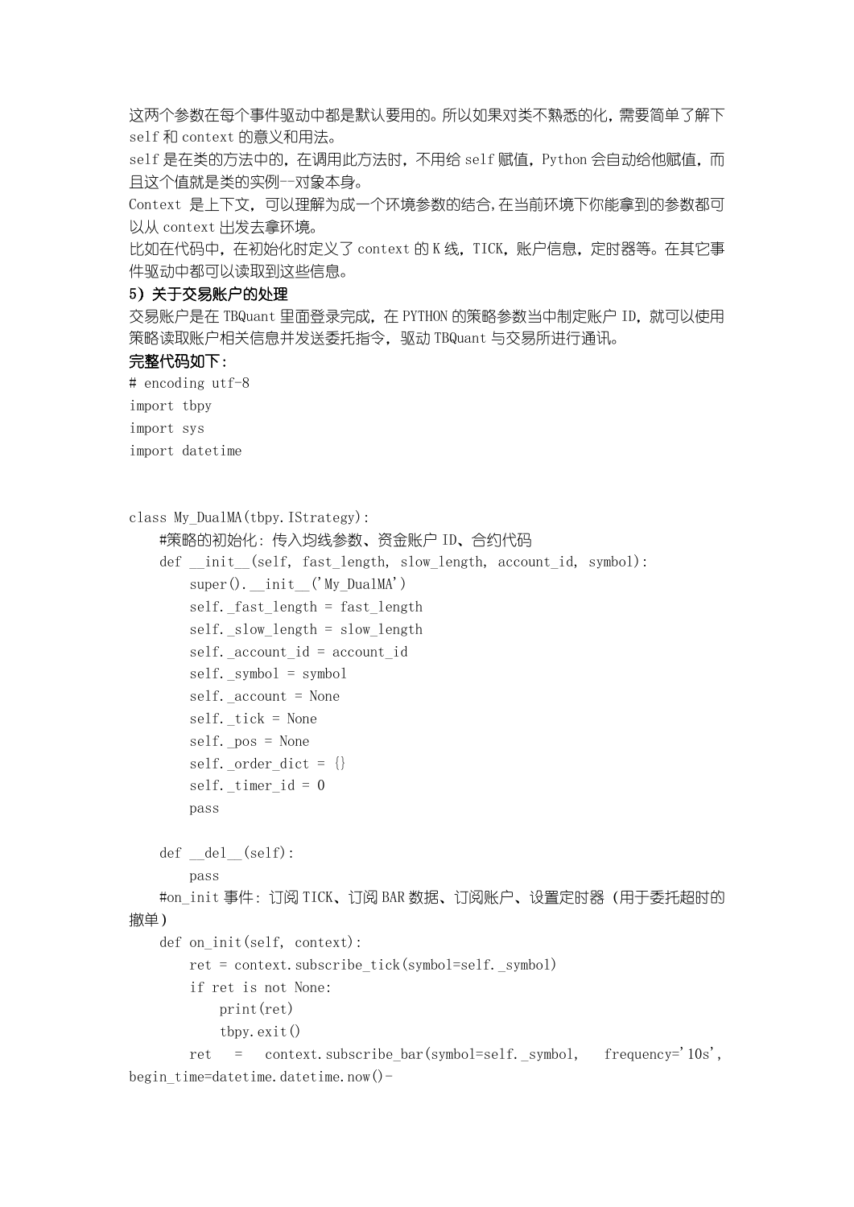这两个参数在每个事件驱动中都是默认要用的。所以如果对类不熟悉的化，需要简单了解下self 和 context 的意义和用法。

self 是在类的方法中的，在调用此方法时，不用给 self 赋值，Python 会自动给他赋值，而且这个值就是类的实例--对象本身。

Context 是上下文，可以理解为成一个环境参数的结合,在当前环境下你能拿到的参数都可以从 context 出发去拿环境。

比如在代码中，在初始化时定义了 context 的 K 线，TICK，账户信息，定时器等。在其它事件驱动中都可以读取到这些信息。

**5）关于交易账户的处理**

交易账户是在 TBQuant 里面登录完成，在 PYTHON 的策略参数当中制定账户 ID，就可以使用策略读取账户相关信息并发送委托指令，驱动 TBQuant 与交易所进行通讯。

**完整代码如下：**

```
# encoding utf-8
import tbpy
import sys
import datetime


class My_DualMA(tbpy.IStrategy):
    #策略的初始化：传入均线参数、资金账户 ID、合约代码
    def __init__(self, fast_length, slow_length, account_id, symbol):
        super().__init__('My_DualMA')
        self._fast_length = fast_length
        self._slow_length = slow_length
        self._account_id = account_id
        self._symbol = symbol
        self._account = None
        self._tick = None
        self._pos = None
        self._order_dict = {}
        self._timer_id = 0
        pass

    def __del__(self):
        pass
    #on_init 事件：订阅 TICK、订阅 BAR 数据、订阅账户、设置定时器（用于委托超时的撤单）
    def on_init(self, context):
        ret = context.subscribe_tick(symbol=self._symbol)
        if ret is not None:
            print(ret)
            tbpy.exit()
        ret = context.subscribe_bar(symbol=self._symbol, frequency='10s',
begin_time=datetime.datetime.now()-
```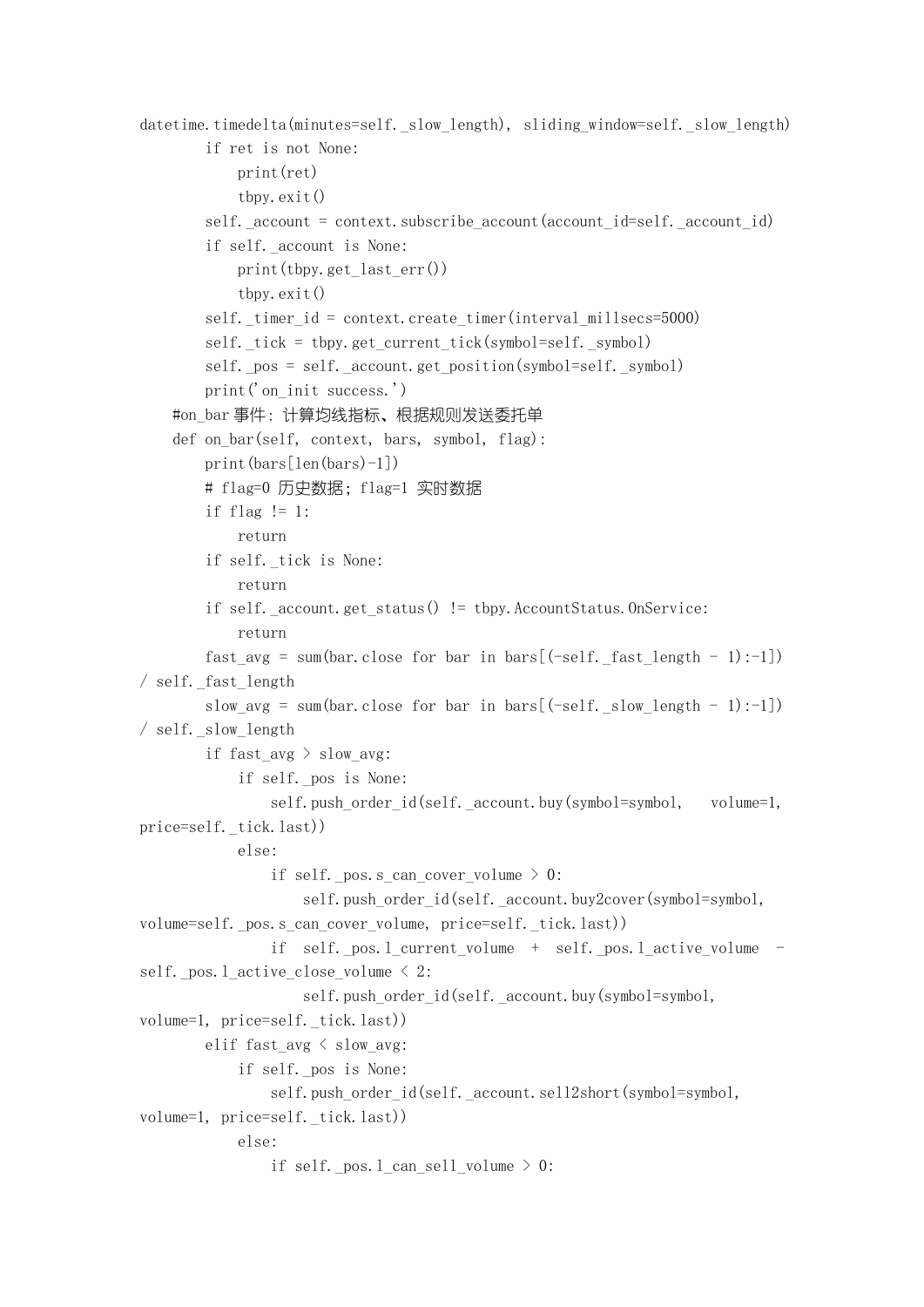```
datetime.timedelta(minutes=self._slow_length), sliding_window=self._slow_length)
        if ret is not None:
            print(ret)
            tbpy.exit()
        self._account = context.subscribe_account(account_id=self._account_id)
        if self._account is None:
            print(tbpy.get_last_err())
            tbpy.exit()
        self._timer_id = context.create_timer(interval_millsecs=5000)
        self._tick = tbpy.get_current_tick(symbol=self._symbol)
        self._pos = self._account.get_position(symbol=self._symbol)
        print('on_init success.')
    #on_bar 事件：计算均线指标、根据规则发送委托单
    def on_bar(self, context, bars, symbol, flag):
        print(bars[len(bars)-1])
        # flag=0 历史数据；flag=1 实时数据
        if flag != 1:
            return
        if self._tick is None:
            return
        if self._account.get_status() != tbpy.AccountStatus.OnService:
            return
        fast_avg = sum(bar.close for bar in bars[(-self._fast_length - 1):-1])
/ self._fast_length
        slow_avg = sum(bar.close for bar in bars[(-self._slow_length - 1):-1])
/ self._slow_length
        if fast_avg > slow_avg:
            if self._pos is None:
                self.push_order_id(self._account.buy(symbol=symbol,   volume=1,
price=self._tick.last))
            else:
                if self._pos.s_can_cover_volume > 0:
                    self.push_order_id(self._account.buy2cover(symbol=symbol,
volume=self._pos.s_can_cover_volume, price=self._tick.last))
                if  self._pos.l_current_volume  +  self._pos.l_active_volume  -
self._pos.l_active_close_volume < 2:
                    self.push_order_id(self._account.buy(symbol=symbol,
volume=1, price=self._tick.last))
        elif fast_avg < slow_avg:
            if self._pos is None:
                self.push_order_id(self._account.sell2short(symbol=symbol,
volume=1, price=self._tick.last))
            else:
                if self._pos.l_can_sell_volume > 0:
```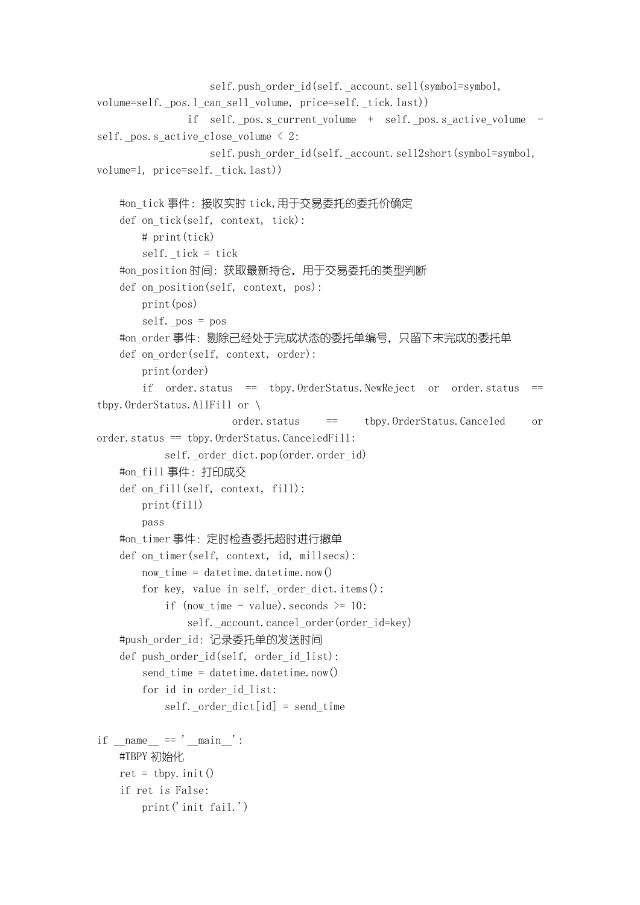```python
                    self.push_order_id(self._account.sell(symbol=symbol, volume=self._pos.l_can_sell_volume, price=self._tick.last))
                if self._pos.s_current_volume + self._pos.s_active_volume - self._pos.s_active_close_volume < 2:
                    self.push_order_id(self._account.sell2short(symbol=symbol, volume=1, price=self._tick.last))

    #on_tick 事件：接收实时 tick,用于交易委托的委托价确定
    def on_tick(self, context, tick):
        # print(tick)
        self._tick = tick
    #on_position 时间：获取最新持仓，用于交易委托的类型判断
    def on_position(self, context, pos):
        print(pos)
        self._pos = pos
    #on_order 事件：剔除已经处于完成状态的委托单编号，只留下未完成的委托单
    def on_order(self, context, order):
        print(order)
        if order.status == tbpy.OrderStatus.NewReject or order.status == tbpy.OrderStatus.AllFill or \
                order.status == tbpy.OrderStatus.Canceled or order.status == tbpy.OrderStatus.CanceledFill:
            self._order_dict.pop(order.order_id)
    #on_fill 事件：打印成交
    def on_fill(self, context, fill):
        print(fill)
        pass
    #on_timer 事件：定时检查委托超时进行撤单
    def on_timer(self, context, id, millsecs):
        now_time = datetime.datetime.now()
        for key, value in self._order_dict.items():
            if (now_time - value).seconds >= 10:
                self._account.cancel_order(order_id=key)
    #push_order_id：记录委托单的发送时间
    def push_order_id(self, order_id_list):
        send_time = datetime.datetime.now()
        for id in order_id_list:
            self._order_dict[id] = send_time

if __name__ == '__main__':
    #TBPY 初始化
    ret = tbpy.init()
    if ret is False:
        print('init fail.')
```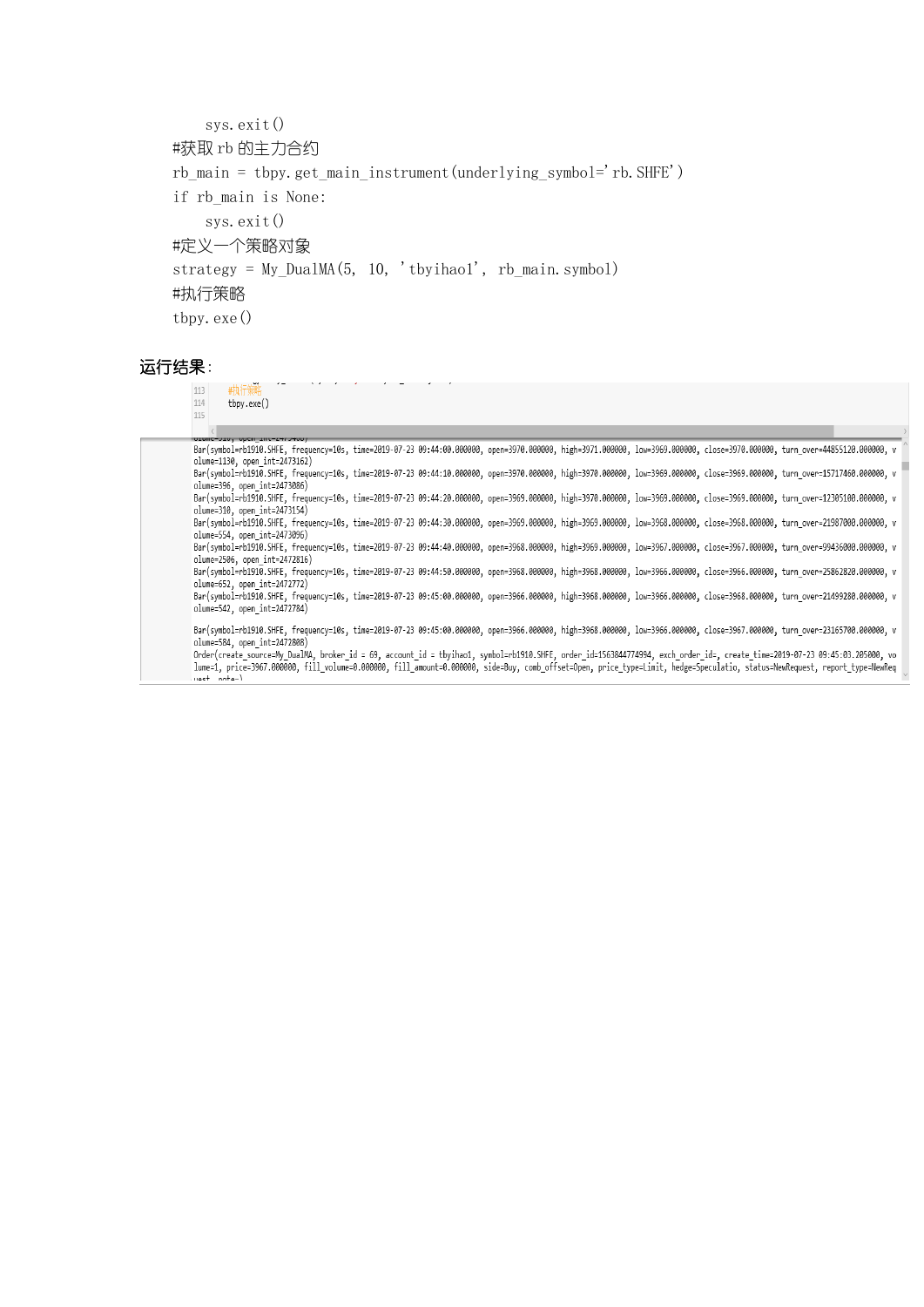```
    sys.exit()
#获取rb的主力合约
rb_main = tbpy.get_main_instrument(underlying_symbol='rb.SHFE')
if rb_main is None:
    sys.exit()
#定义一个策略对象
strategy = My_DualMA(5, 10, 'tbyihao1', rb_main.symbol)
#执行策略
tbpy.exe()
```

运行结果：

```
113    #执行策略
114    tbpy.exe()
115
```

```
Bar(symbol=rb1910.SHFE, frequency=10s, time=2019-07-23 09:44:00.000000, open=3970.000000, high=3971.000000, low=3969.000000, close=3970.000000, turn_over=44855120.000000, volume=1130, open_int=2473162)
Bar(symbol=rb1910.SHFE, frequency=10s, time=2019-07-23 09:44:10.000000, open=3970.000000, high=3970.000000, low=3969.000000, close=3969.000000, turn_over=15717460.000000, volume=396, open_int=2473086)
Bar(symbol=rb1910.SHFE, frequency=10s, time=2019-07-23 09:44:20.000000, open=3969.000000, high=3970.000000, low=3969.000000, close=3969.000000, turn_over=12305100.000000, volume=310, open_int=2473154)
Bar(symbol=rb1910.SHFE, frequency=10s, time=2019-07-23 09:44:30.000000, open=3969.000000, high=3969.000000, low=3968.000000, close=3968.000000, turn_over=21987000.000000, volume=554, open_int=2473096)
Bar(symbol=rb1910.SHFE, frequency=10s, time=2019-07-23 09:44:40.000000, open=3968.000000, high=3969.000000, low=3967.000000, close=3967.000000, turn_over=99436000.000000, volume=2506, open_int=2472816)
Bar(symbol=rb1910.SHFE, frequency=10s, time=2019-07-23 09:44:50.000000, open=3968.000000, high=3968.000000, low=3966.000000, close=3966.000000, turn_over=25862820.000000, volume=652, open_int=2472772)
Bar(symbol=rb1910.SHFE, frequency=10s, time=2019-07-23 09:45:00.000000, open=3966.000000, high=3968.000000, low=3966.000000, close=3968.000000, turn_over=21499280.000000, volume=542, open_int=2472784)

Bar(symbol=rb1910.SHFE, frequency=10s, time=2019-07-23 09:45:00.000000, open=3966.000000, high=3968.000000, low=3966.000000, close=3967.000000, turn_over=23165700.000000, volume=584, open_int=2472808)
Order(create_source=My_DualMA, broker_id = 69, account_id = tbyihao1, symbol=rb1910.SHFE, order_id=1563844774994, exch_order_id=, create_time=2019-07-23 09:45:03.205000, volume=1, price=3967.000000, fill_volume=0.000000, fill_amount=0.000000, side=Buy, comb_offset=Open, price_type=Limit, hedge=Speculatio, status=NewRequest, report_type=NewRequest, note=)
```